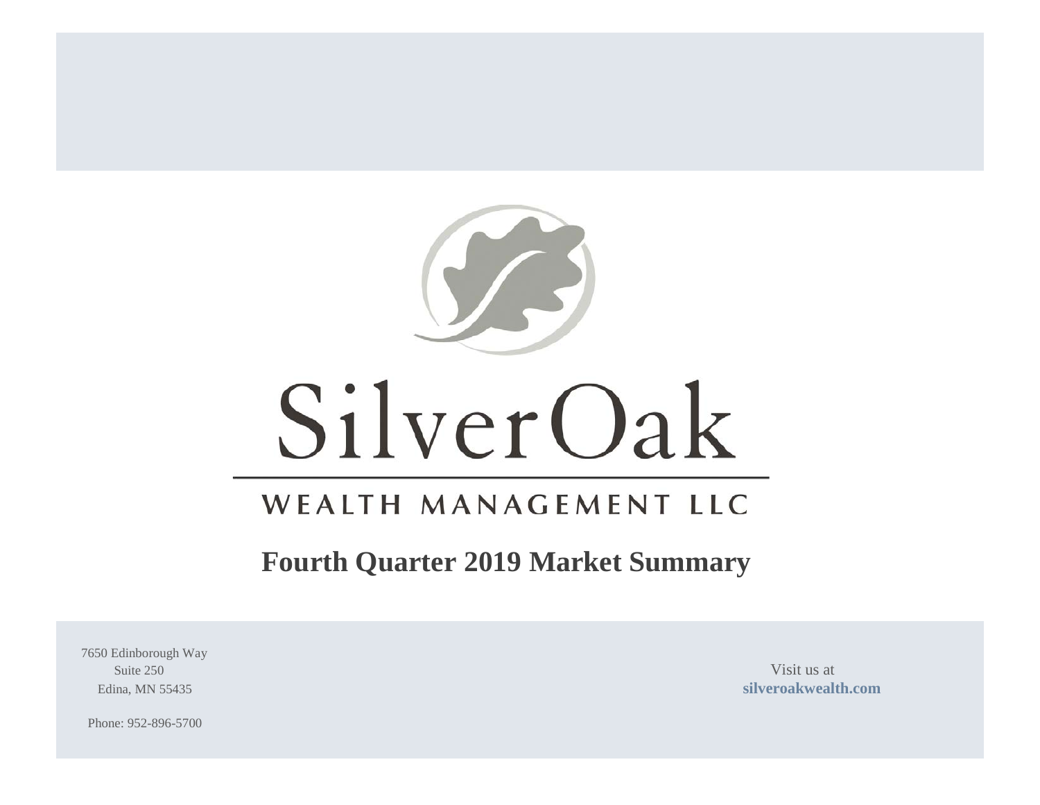# SilverOak

## WEALTH MANAGEMENT LLC

## Fourth Quarter 2019 Market Summary

7650 Edinborough Way
Suite 250
Edina, MN 55435

Phone: 952-896-5700

Visit us at
**silveroakwealth.com**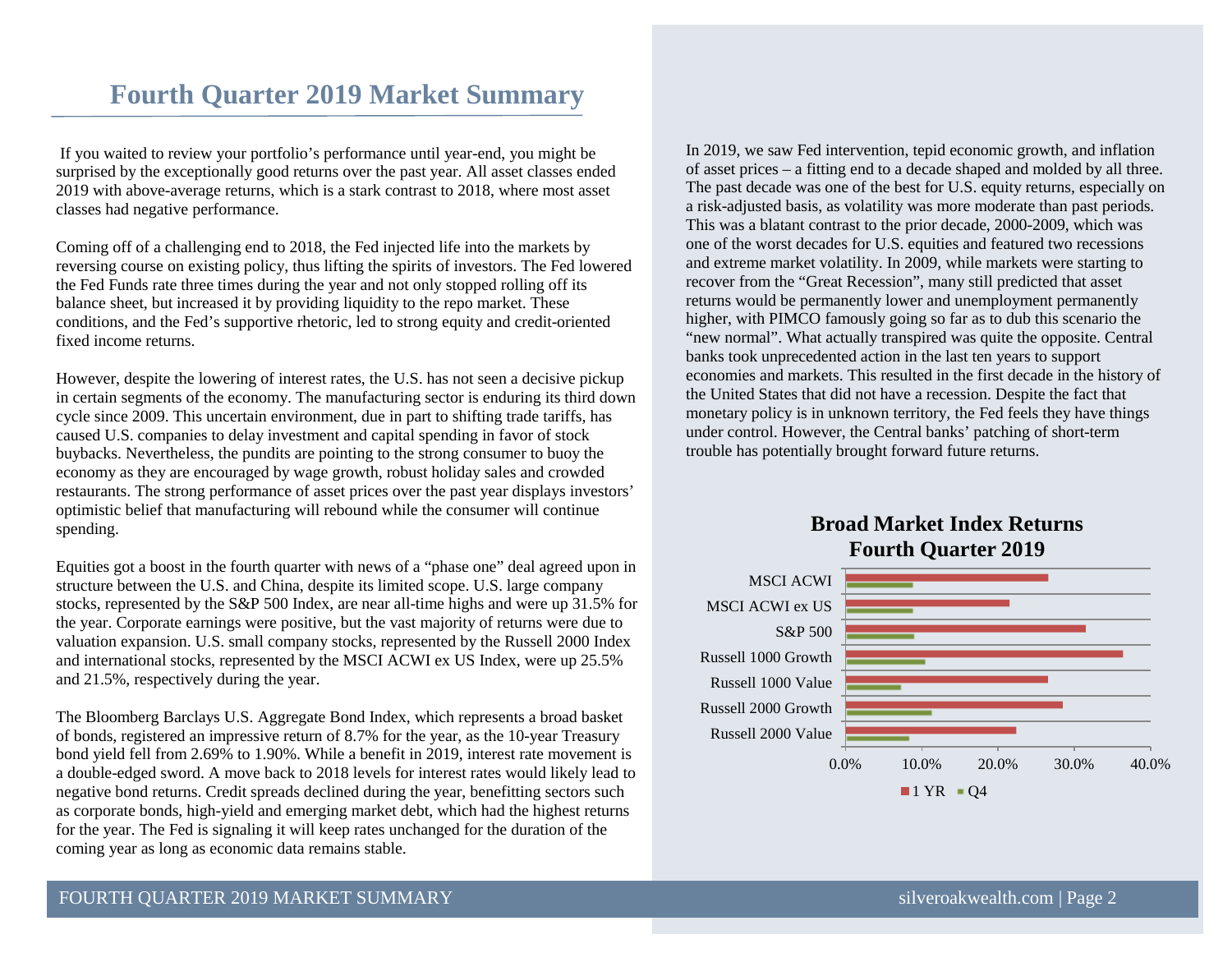# Fourth Quarter 2019 Market Summary

If you waited to review your portfolio's performance until year-end, you might be surprised by the exceptionally good returns over the past year. All asset classes ended 2019 with above-average returns, which is a stark contrast to 2018, where most asset classes had negative performance.

Coming off of a challenging end to 2018, the Fed injected life into the markets by reversing course on existing policy, thus lifting the spirits of investors. The Fed lowered the Fed Funds rate three times during the year and not only stopped rolling off its balance sheet, but increased it by providing liquidity to the repo market. These conditions, and the Fed's supportive rhetoric, led to strong equity and credit-oriented fixed income returns.

However, despite the lowering of interest rates, the U.S. has not seen a decisive pickup in certain segments of the economy. The manufacturing sector is enduring its third down cycle since 2009. This uncertain environment, due in part to shifting trade tariffs, has caused U.S. companies to delay investment and capital spending in favor of stock buybacks. Nevertheless, the pundits are pointing to the strong consumer to buoy the economy as they are encouraged by wage growth, robust holiday sales and crowded restaurants. The strong performance of asset prices over the past year displays investors' optimistic belief that manufacturing will rebound while the consumer will continue spending.

Equities got a boost in the fourth quarter with news of a "phase one" deal agreed upon in structure between the U.S. and China, despite its limited scope. U.S. large company stocks, represented by the S&P 500 Index, are near all-time highs and were up 31.5% for the year. Corporate earnings were positive, but the vast majority of returns were due to valuation expansion. U.S. small company stocks, represented by the Russell 2000 Index and international stocks, represented by the MSCI ACWI ex US Index, were up 25.5% and 21.5%, respectively during the year.

The Bloomberg Barclays U.S. Aggregate Bond Index, which represents a broad basket of bonds, registered an impressive return of 8.7% for the year, as the 10-year Treasury bond yield fell from 2.69% to 1.90%. While a benefit in 2019, interest rate movement is a double-edged sword. A move back to 2018 levels for interest rates would likely lead to negative bond returns. Credit spreads declined during the year, benefitting sectors such as corporate bonds, high-yield and emerging market debt, which had the highest returns for the year. The Fed is signaling it will keep rates unchanged for the duration of the coming year as long as economic data remains stable.

In 2019, we saw Fed intervention, tepid economic growth, and inflation of asset prices – a fitting end to a decade shaped and molded by all three. The past decade was one of the best for U.S. equity returns, especially on a risk-adjusted basis, as volatility was more moderate than past periods. This was a blatant contrast to the prior decade, 2000-2009, which was one of the worst decades for U.S. equities and featured two recessions and extreme market volatility. In 2009, while markets were starting to recover from the "Great Recession", many still predicted that asset returns would be permanently lower and unemployment permanently higher, with PIMCO famously going so far as to dub this scenario the "new normal". What actually transpired was quite the opposite. Central banks took unprecedented action in the last ten years to support economies and markets. This resulted in the first decade in the history of the United States that did not have a recession. Despite the fact that monetary policy is in unknown territory, the Fed feels they have things under control. However, the Central banks' patching of short-term trouble has potentially brought forward future returns.

**Broad Market Index Returns Fourth Quarter 2019**

| Index | 1 YR | Q4 |
| --- | --- | --- |
| MSCI ACWI | ~26.6% | ~9.0% |
| MSCI ACWI ex US | ~21.5% | ~8.9% |
| S&P 500 | ~31.5% | ~9.1% |
| Russell 1000 Growth | ~36.4% | ~10.6% |
| Russell 1000 Value | ~26.5% | ~7.4% |
| Russell 2000 Growth | ~28.5% | ~11.4% |
| Russell 2000 Value | ~22.4% | ~8.5% |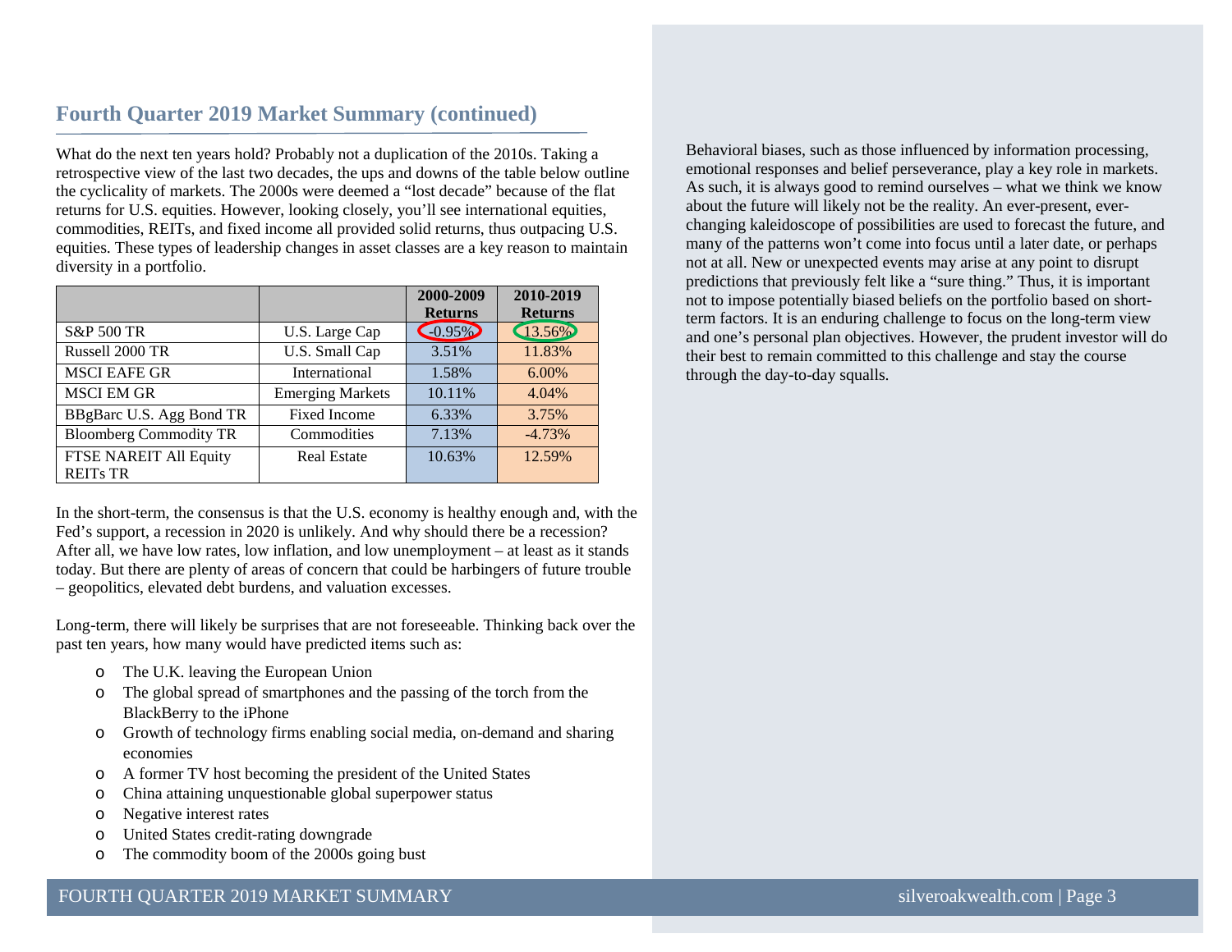## Fourth Quarter 2019 Market Summary (continued)

What do the next ten years hold? Probably not a duplication of the 2010s. Taking a retrospective view of the last two decades, the ups and downs of the table below outline the cyclicality of markets. The 2000s were deemed a "lost decade" because of the flat returns for U.S. equities. However, looking closely, you'll see international equities, commodities, REITs, and fixed income all provided solid returns, thus outpacing U.S. equities. These types of leadership changes in asset classes are a key reason to maintain diversity in a portfolio.

| | | 2000-2009 Returns | 2010-2019 Returns |
|---|---|---|---|
| S&P 500 TR | U.S. Large Cap | -0.95% | 13.56% |
| Russell 2000 TR | U.S. Small Cap | 3.51% | 11.83% |
| MSCI EAFE GR | International | 1.58% | 6.00% |
| MSCI EM GR | Emerging Markets | 10.11% | 4.04% |
| BBgBarc U.S. Agg Bond TR | Fixed Income | 6.33% | 3.75% |
| Bloomberg Commodity TR | Commodities | 7.13% | -4.73% |
| FTSE NAREIT All Equity REITs TR | Real Estate | 10.63% | 12.59% |

In the short-term, the consensus is that the U.S. economy is healthy enough and, with the Fed's support, a recession in 2020 is unlikely. And why should there be a recession? After all, we have low rates, low inflation, and low unemployment – at least as it stands today. But there are plenty of areas of concern that could be harbingers of future trouble – geopolitics, elevated debt burdens, and valuation excesses.

Long-term, there will likely be surprises that are not foreseeable. Thinking back over the past ten years, how many would have predicted items such as:

- The U.K. leaving the European Union
- The global spread of smartphones and the passing of the torch from the BlackBerry to the iPhone
- Growth of technology firms enabling social media, on-demand and sharing economies
- A former TV host becoming the president of the United States
- China attaining unquestionable global superpower status
- Negative interest rates
- United States credit-rating downgrade
- The commodity boom of the 2000s going bust

Behavioral biases, such as those influenced by information processing, emotional responses and belief perseverance, play a key role in markets. As such, it is always good to remind ourselves – what we think we know about the future will likely not be the reality. An ever-present, ever-changing kaleidoscope of possibilities are used to forecast the future, and many of the patterns won't come into focus until a later date, or perhaps not at all. New or unexpected events may arise at any point to disrupt predictions that previously felt like a "sure thing." Thus, it is important not to impose potentially biased beliefs on the portfolio based on short-term factors. It is an enduring challenge to focus on the long-term view and one's personal plan objectives. However, the prudent investor will do their best to remain committed to this challenge and stay the course through the day-to-day squalls.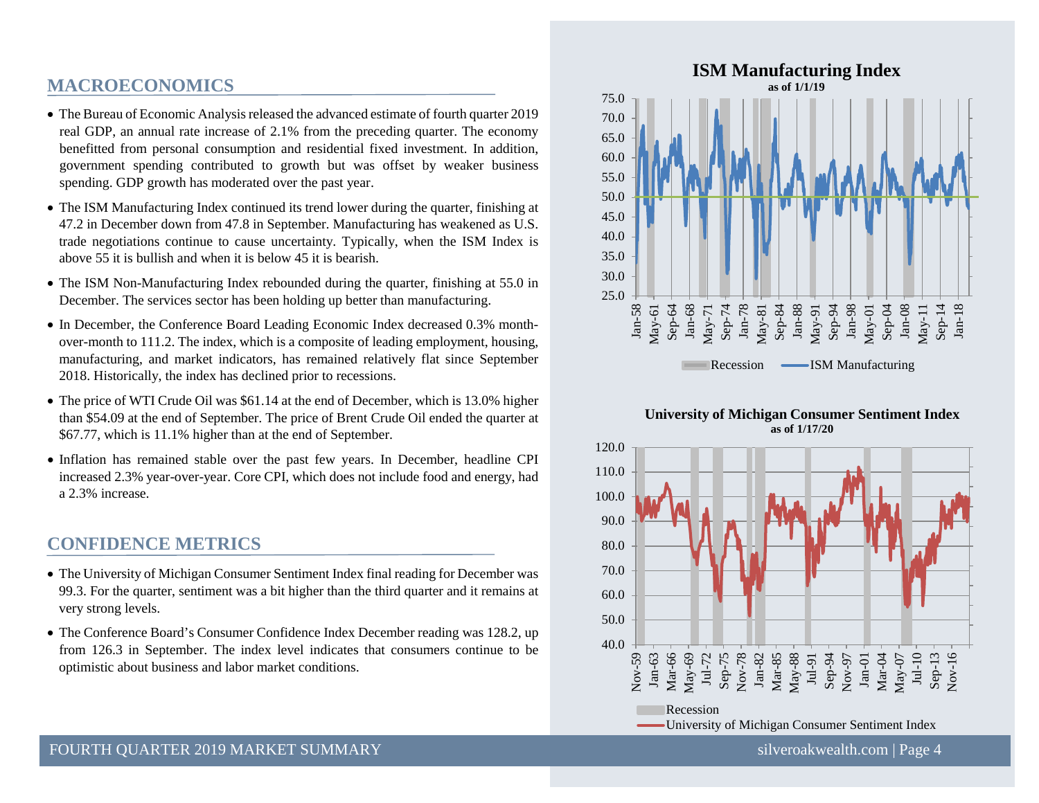## MACROECONOMICS

- The Bureau of Economic Analysis released the advanced estimate of fourth quarter 2019 real GDP, an annual rate increase of 2.1% from the preceding quarter. The economy benefitted from personal consumption and residential fixed investment. In addition, government spending contributed to growth but was offset by weaker business spending. GDP growth has moderated over the past year.
- The ISM Manufacturing Index continued its trend lower during the quarter, finishing at 47.2 in December down from 47.8 in September. Manufacturing has weakened as U.S. trade negotiations continue to cause uncertainty. Typically, when the ISM Index is above 55 it is bullish and when it is below 45 it is bearish.
- The ISM Non-Manufacturing Index rebounded during the quarter, finishing at 55.0 in December. The services sector has been holding up better than manufacturing.
- In December, the Conference Board Leading Economic Index decreased 0.3% month-over-month to 111.2. The index, which is a composite of leading employment, housing, manufacturing, and market indicators, has remained relatively flat since September 2018. Historically, the index has declined prior to recessions.
- The price of WTI Crude Oil was $61.14 at the end of December, which is 13.0% higher than $54.09 at the end of September. The price of Brent Crude Oil ended the quarter at $67.77, which is 11.1% higher than at the end of September.
- Inflation has remained stable over the past few years. In December, headline CPI increased 2.3% year-over-year. Core CPI, which does not include food and energy, had a 2.3% increase.

## CONFIDENCE METRICS

- The University of Michigan Consumer Sentiment Index final reading for December was 99.3. For the quarter, sentiment was a bit higher than the third quarter and it remains at very strong levels.
- The Conference Board's Consumer Confidence Index December reading was 128.2, up from 126.3 in September. The index level indicates that consumers continue to be optimistic about business and labor market conditions.

**ISM Manufacturing Index**
as of 1/1/19

Recession | ISM Manufacturing

**University of Michigan Consumer Sentiment Index**
as of 1/17/20

Recession | University of Michigan Consumer Sentiment Index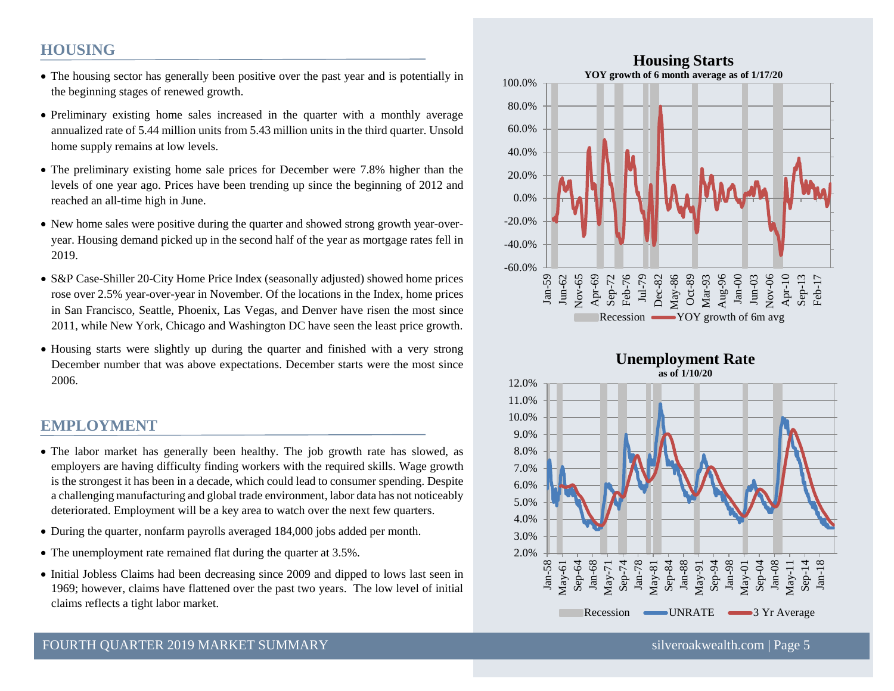## HOUSING

- The housing sector has generally been positive over the past year and is potentially in the beginning stages of renewed growth.
- Preliminary existing home sales increased in the quarter with a monthly average annualized rate of 5.44 million units from 5.43 million units in the third quarter. Unsold home supply remains at low levels.
- The preliminary existing home sale prices for December were 7.8% higher than the levels of one year ago. Prices have been trending up since the beginning of 2012 and reached an all-time high in June.
- New home sales were positive during the quarter and showed strong growth year-over-year. Housing demand picked up in the second half of the year as mortgage rates fell in 2019.
- S&P Case-Shiller 20-City Home Price Index (seasonally adjusted) showed home prices rose over 2.5% year-over-year in November. Of the locations in the Index, home prices in San Francisco, Seattle, Phoenix, Las Vegas, and Denver have risen the most since 2011, while New York, Chicago and Washington DC have seen the least price growth.
- Housing starts were slightly up during the quarter and finished with a very strong December number that was above expectations. December starts were the most since 2006.

## EMPLOYMENT

- The labor market has generally been healthy. The job growth rate has slowed, as employers are having difficulty finding workers with the required skills. Wage growth is the strongest it has been in a decade, which could lead to consumer spending. Despite a challenging manufacturing and global trade environment, labor data has not noticeably deteriorated. Employment will be a key area to watch over the next few quarters.
- During the quarter, nonfarm payrolls averaged 184,000 jobs added per month.
- The unemployment rate remained flat during the quarter at 3.5%.
- Initial Jobless Claims had been decreasing since 2009 and dipped to lows last seen in 1969; however, claims have flattened over the past two years. The low level of initial claims reflects a tight labor market.

**Housing Starts**
**YOY growth of 6 month average as of 1/17/20**

Legend: Recession; YOY growth of 6m avg

**Unemployment Rate**
**as of 1/10/20**

Legend: Recession; UNRATE; 3 Yr Average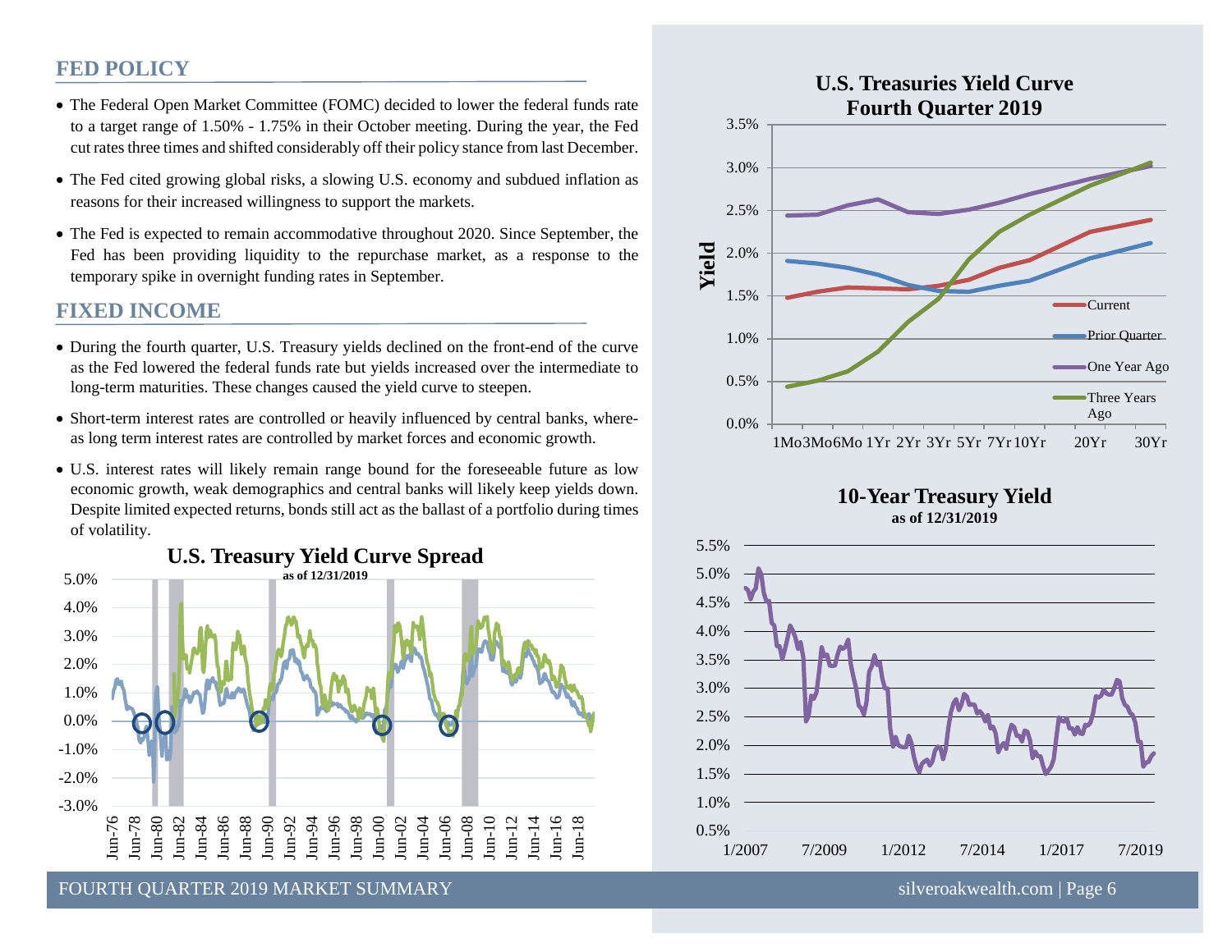## FED POLICY

- The Federal Open Market Committee (FOMC) decided to lower the federal funds rate to a target range of 1.50% - 1.75% in their October meeting. During the year, the Fed cut rates three times and shifted considerably off their policy stance from last December.
- The Fed cited growing global risks, a slowing U.S. economy and subdued inflation as reasons for their increased willingness to support the markets.
- The Fed is expected to remain accommodative throughout 2020. Since September, the Fed has been providing liquidity to the repurchase market, as a response to the temporary spike in overnight funding rates in September.

## FIXED INCOME

- During the fourth quarter, U.S. Treasury yields declined on the front-end of the curve as the Fed lowered the federal funds rate but yields increased over the intermediate to long-term maturities. These changes caused the yield curve to steepen.
- Short-term interest rates are controlled or heavily influenced by central banks, whereas long term interest rates are controlled by market forces and economic growth.
- U.S. interest rates will likely remain range bound for the foreseeable future as low economic growth, weak demographics and central banks will likely keep yields down. Despite limited expected returns, bonds still act as the ballast of a portfolio during times of volatility.

**U.S. Treasury Yield Curve Spread**
as of 12/31/2019

**U.S. Treasuries Yield Curve**
**Fourth Quarter 2019**

**10-Year Treasury Yield**
as of 12/31/2019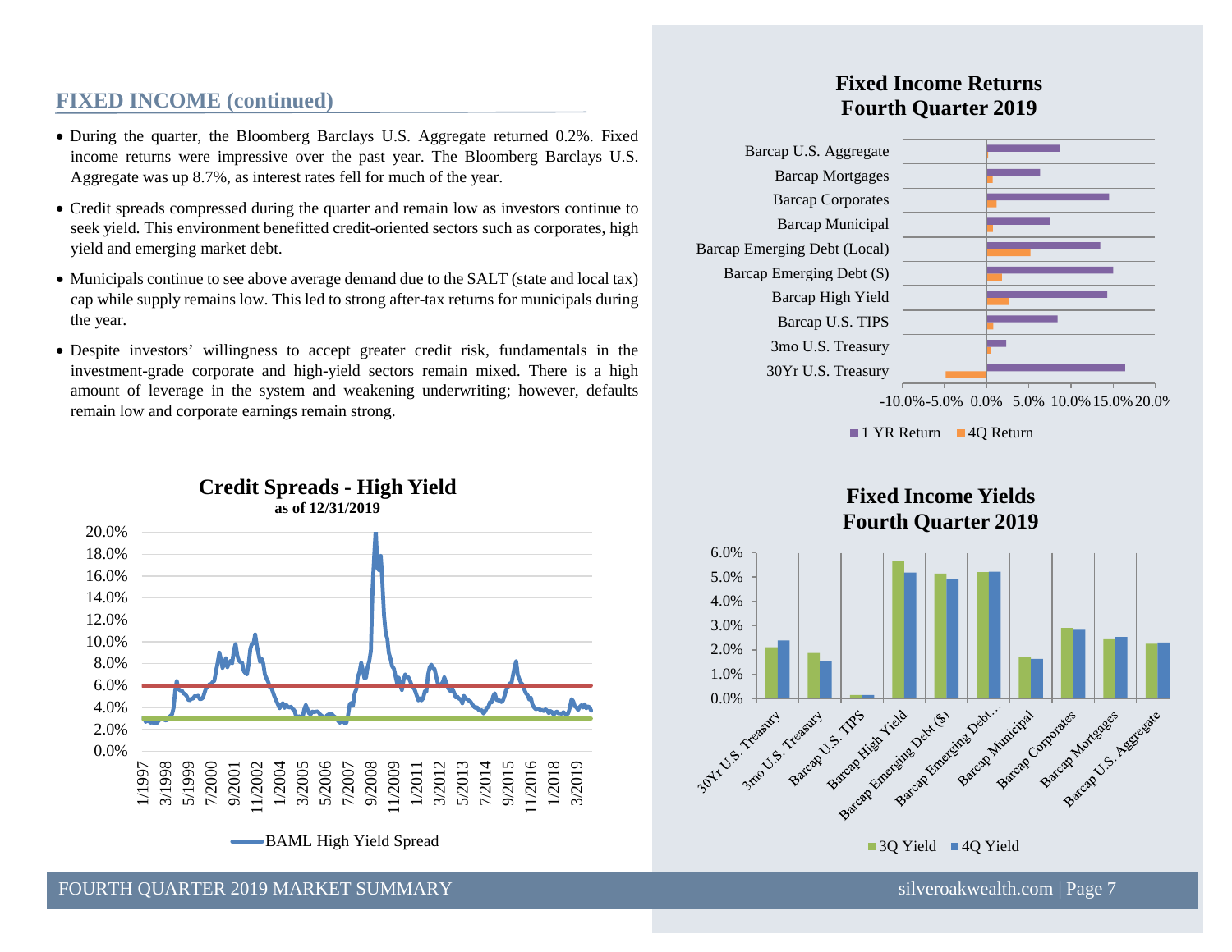## FIXED INCOME (continued)

- During the quarter, the Bloomberg Barclays U.S. Aggregate returned 0.2%. Fixed income returns were impressive over the past year. The Bloomberg Barclays U.S. Aggregate was up 8.7%, as interest rates fell for much of the year.
- Credit spreads compressed during the quarter and remain low as investors continue to seek yield. This environment benefitted credit-oriented sectors such as corporates, high yield and emerging market debt.
- Municipals continue to see above average demand due to the SALT (state and local tax) cap while supply remains low. This led to strong after-tax returns for municipals during the year.
- Despite investors' willingness to accept greater credit risk, fundamentals in the investment-grade corporate and high-yield sectors remain mixed. There is a high amount of leverage in the system and weakening underwriting; however, defaults remain low and corporate earnings remain strong.

**Credit Spreads - High Yield**
**as of 12/31/2019**

BAML High Yield Spread

**Fixed Income Returns**
**Fourth Quarter 2019**

1 YR Return | 4Q Return

**Fixed Income Yields**
**Fourth Quarter 2019**

3Q Yield | 4Q Yield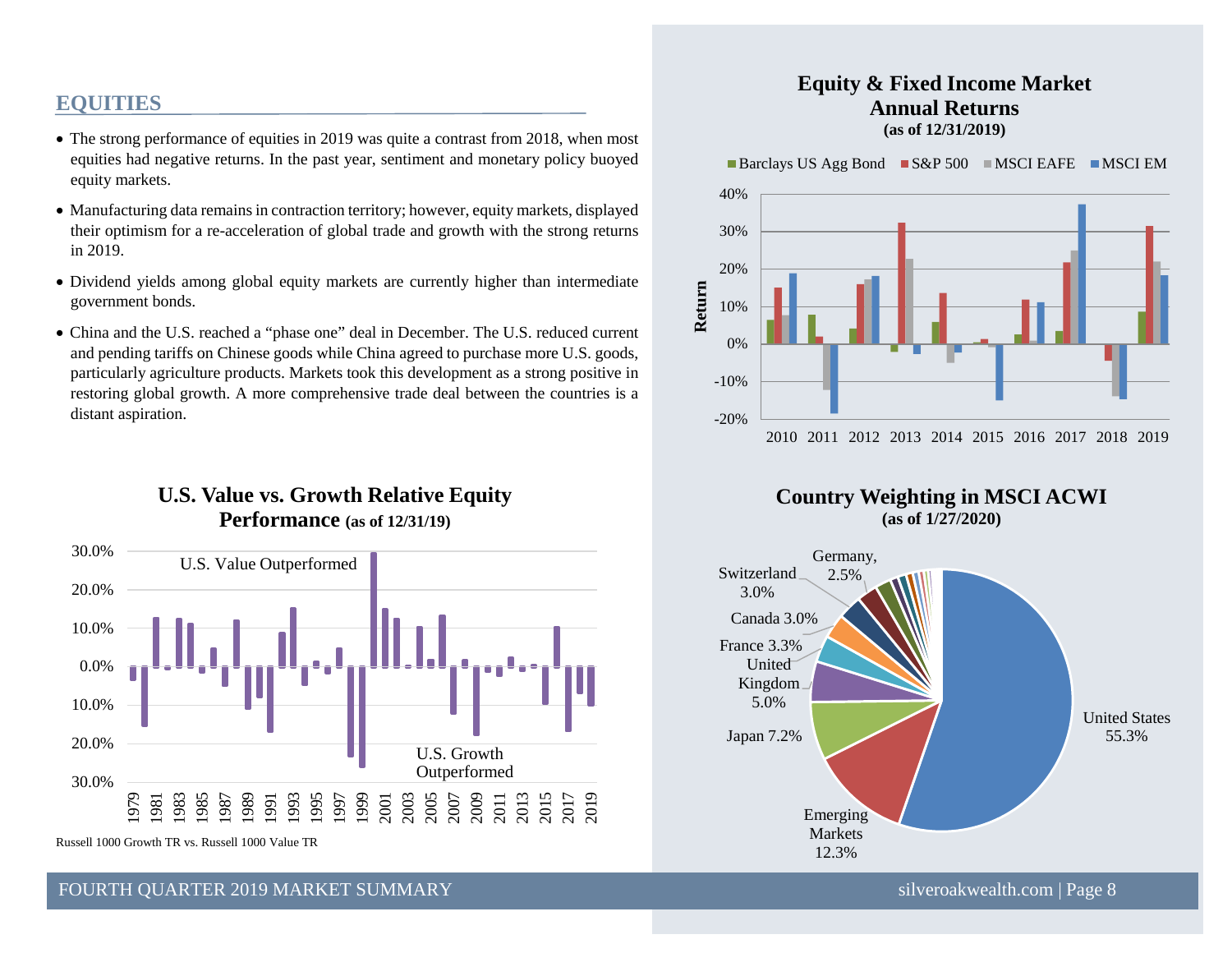## EQUITIES

- The strong performance of equities in 2019 was quite a contrast from 2018, when most equities had negative returns. In the past year, sentiment and monetary policy buoyed equity markets.
- Manufacturing data remains in contraction territory; however, equity markets, displayed their optimism for a re-acceleration of global trade and growth with the strong returns in 2019.
- Dividend yields among global equity markets are currently higher than intermediate government bonds.
- China and the U.S. reached a "phase one" deal in December. The U.S. reduced current and pending tariffs on Chinese goods while China agreed to purchase more U.S. goods, particularly agriculture products. Markets took this development as a strong positive in restoring global growth. A more comprehensive trade deal between the countries is a distant aspiration.

**U.S. Value vs. Growth Relative Equity Performance (as of 12/31/19)**

Russell 1000 Growth TR vs. Russell 1000 Value TR

**Equity & Fixed Income Market Annual Returns (as of 12/31/2019)**

**Country Weighting in MSCI ACWI (as of 1/27/2020)**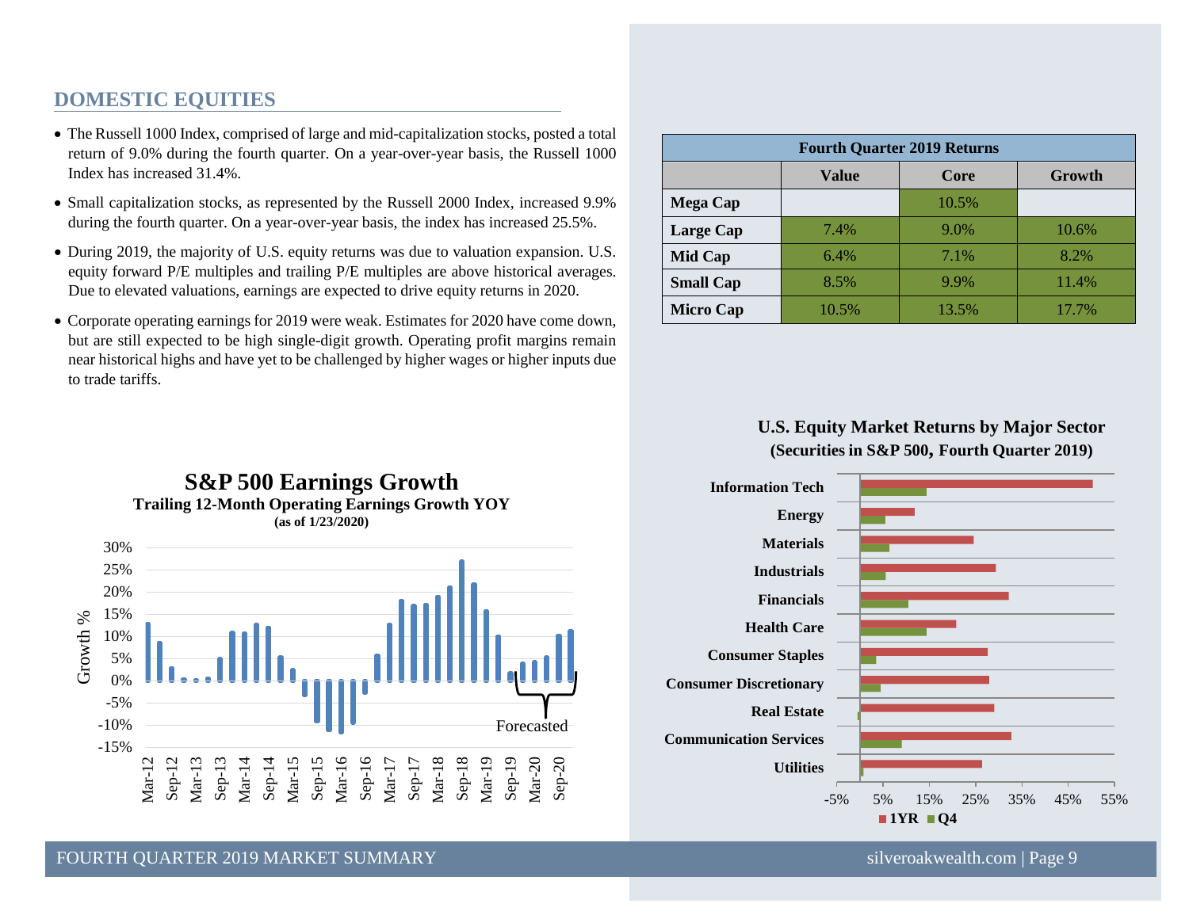## DOMESTIC EQUITIES

- The Russell 1000 Index, comprised of large and mid-capitalization stocks, posted a total return of 9.0% during the fourth quarter. On a year-over-year basis, the Russell 1000 Index has increased 31.4%.
- Small capitalization stocks, as represented by the Russell 2000 Index, increased 9.9% during the fourth quarter. On a year-over-year basis, the index has increased 25.5%.
- During 2019, the majority of U.S. equity returns was due to valuation expansion. U.S. equity forward P/E multiples and trailing P/E multiples are above historical averages. Due to elevated valuations, earnings are expected to drive equity returns in 2020.
- Corporate operating earnings for 2019 were weak. Estimates for 2020 have come down, but are still expected to be high single-digit growth. Operating profit margins remain near historical highs and have yet to be challenged by higher wages or higher inputs due to trade tariffs.

| Fourth Quarter 2019 Returns | | | |
|---|---|---|---|
| | **Value** | **Core** | **Growth** |
| **Mega Cap** | | 10.5% | |
| **Large Cap** | 7.4% | 9.0% | 10.6% |
| **Mid Cap** | 6.4% | 7.1% | 8.2% |
| **Small Cap** | 8.5% | 9.9% | 11.4% |
| **Micro Cap** | 10.5% | 13.5% | 17.7% |

**S&P 500 Earnings Growth**
**Trailing 12-Month Operating Earnings Growth YOY**
**(as of 1/23/2020)**

Growth % (axis: -15% to 30%); Mar-12 through Sep-20; Forecasted

**U.S. Equity Market Returns by Major Sector**
**(Securities in S&P 500, Fourth Quarter 2019)**

Sectors: Information Tech, Energy, Materials, Industrials, Financials, Health Care, Consumer Staples, Consumer Discretionary, Real Estate, Communication Services, Utilities (axis: -5% to 55%; legend: 1YR, Q4)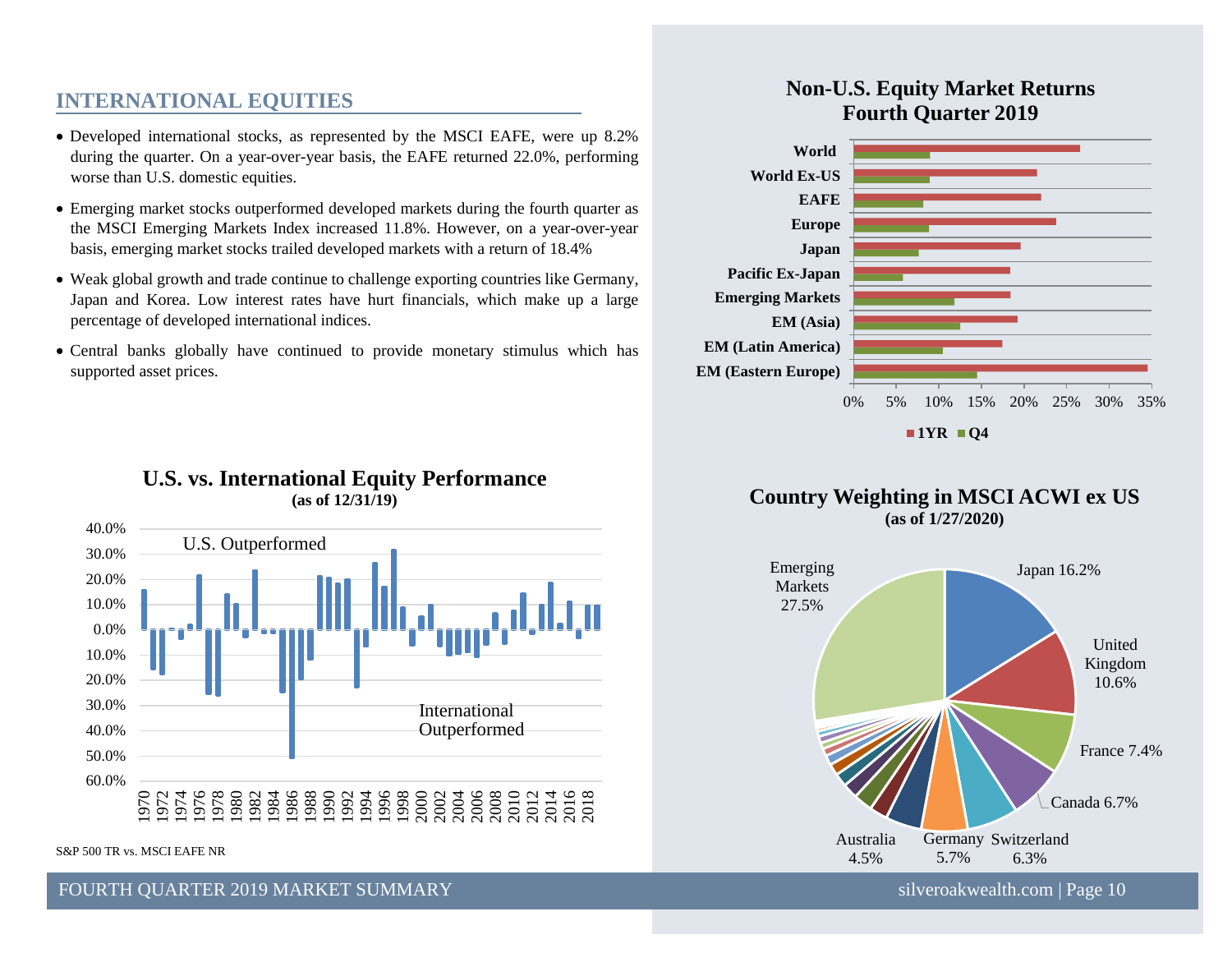## INTERNATIONAL EQUITIES

- Developed international stocks, as represented by the MSCI EAFE, were up 8.2% during the quarter. On a year-over-year basis, the EAFE returned 22.0%, performing worse than U.S. domestic equities.
- Emerging market stocks outperformed developed markets during the fourth quarter as the MSCI Emerging Markets Index increased 11.8%. However, on a year-over-year basis, emerging market stocks trailed developed markets with a return of 18.4%
- Weak global growth and trade continue to challenge exporting countries like Germany, Japan and Korea. Low interest rates have hurt financials, which make up a large percentage of developed international indices.
- Central banks globally have continued to provide monetary stimulus which has supported asset prices.

**Non-U.S. Equity Market Returns Fourth Quarter 2019**

Categories: World, World Ex-US, EAFE, Europe, Japan, Pacific Ex-Japan, Emerging Markets, EM (Asia), EM (Latin America), EM (Eastern Europe)

Legend: 1YR, Q4

**U.S. vs. International Equity Performance (as of 12/31/19)**

U.S. Outperformed

International Outperformed

S&P 500 TR vs. MSCI EAFE NR

**Country Weighting in MSCI ACWI ex US (as of 1/27/2020)**

| Country | Weight |
|---|---|
| Japan | 16.2% |
| United Kingdom | 10.6% |
| France | 7.4% |
| Canada | 6.7% |
| Switzerland | 6.3% |
| Germany | 5.7% |
| Australia | 4.5% |
| Emerging Markets | 27.5% |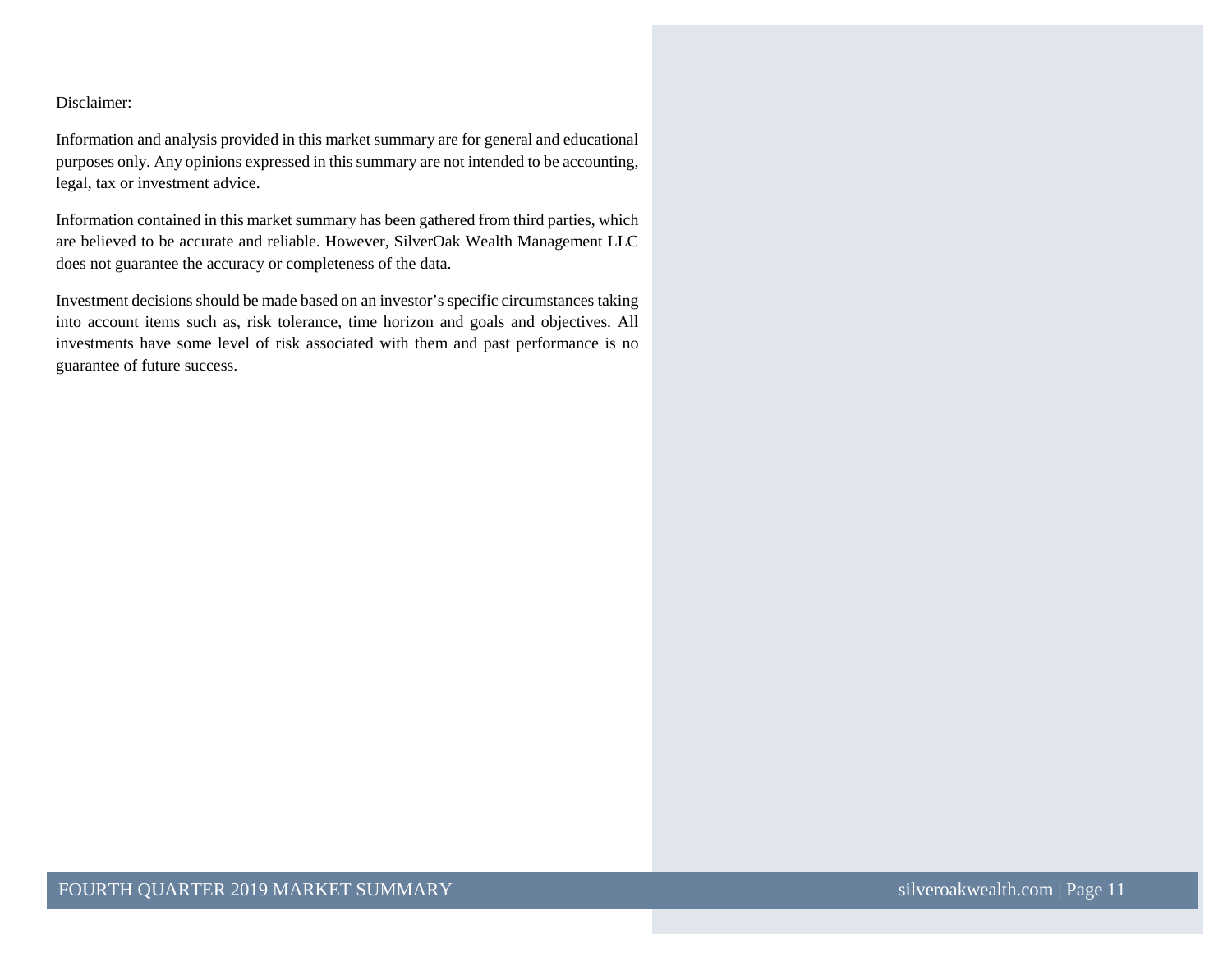Disclaimer:

Information and analysis provided in this market summary are for general and educational purposes only. Any opinions expressed in this summary are not intended to be accounting, legal, tax or investment advice.

Information contained in this market summary has been gathered from third parties, which are believed to be accurate and reliable. However, SilverOak Wealth Management LLC does not guarantee the accuracy or completeness of the data.

Investment decisions should be made based on an investor's specific circumstances taking into account items such as, risk tolerance, time horizon and goals and objectives. All investments have some level of risk associated with them and past performance is no guarantee of future success.